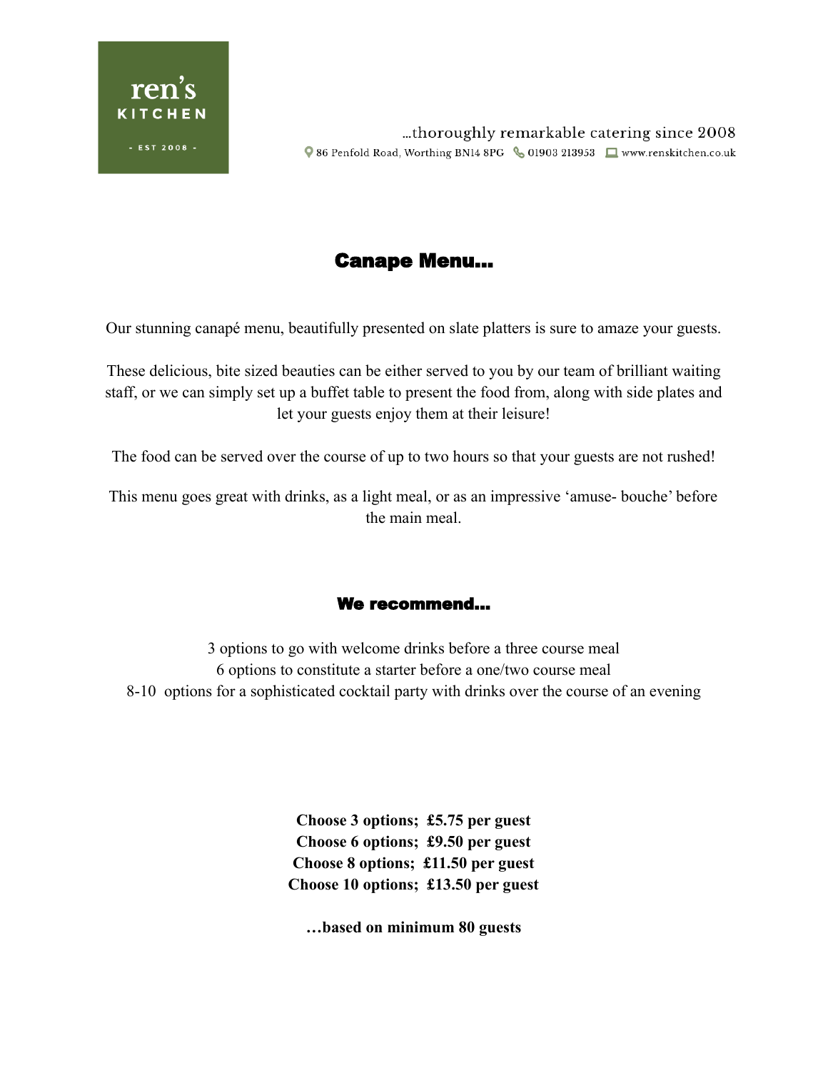ren's
KITCHEN
- EST 2008 -

...thoroughly remarkable catering since 2008

86 Penfold Road, Worthing BN14 8PG 01903 213953 www.renskitchen.co.uk

## Canape Menu...

Our stunning canapé menu, beautifully presented on slate platters is sure to amaze your guests.

These delicious, bite sized beauties can be either served to you by our team of brilliant waiting staff, or we can simply set up a buffet table to present the food from, along with side plates and let your guests enjoy them at their leisure!

The food can be served over the course of up to two hours so that your guests are not rushed!

This menu goes great with drinks, as a light meal, or as an impressive 'amuse- bouche' before the main meal.

## We recommend...

3 options to go with welcome drinks before a three course meal
6 options to constitute a starter before a one/two course meal
8-10 options for a sophisticated cocktail party with drinks over the course of an evening

**Choose 3 options; £5.75 per guest**
**Choose 6 options; £9.50 per guest**
**Choose 8 options; £11.50 per guest**
**Choose 10 options; £13.50 per guest**

**...based on minimum 80 guests**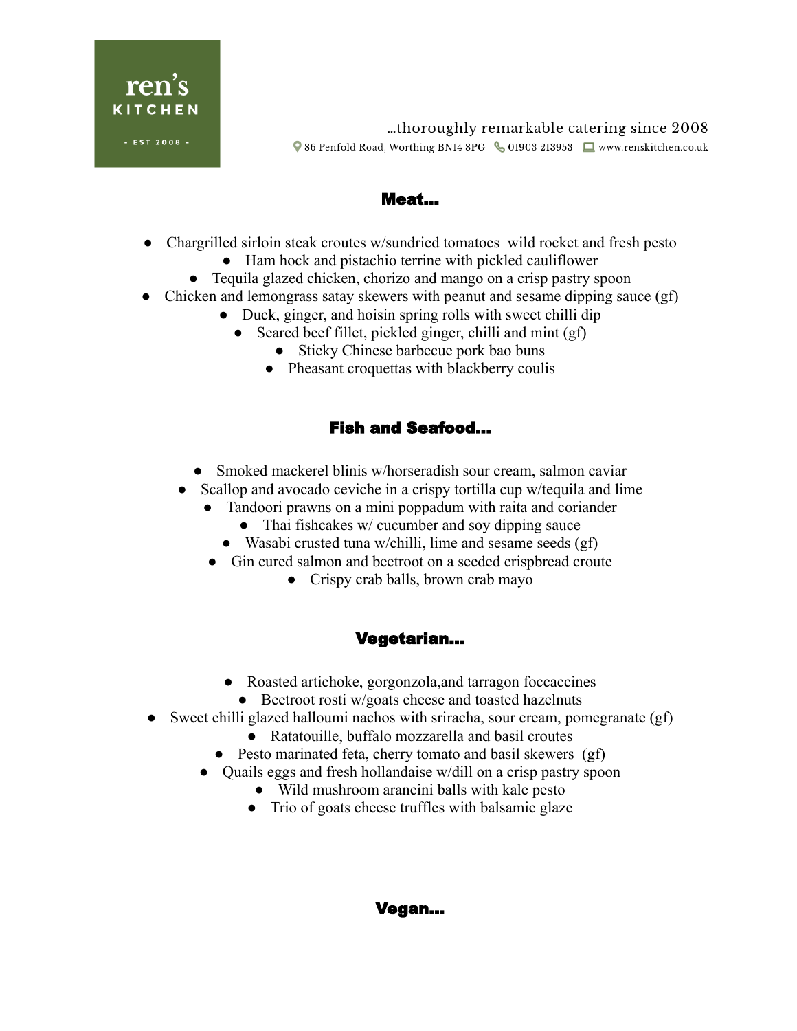ren's KITCHEN

- EST 2008 -

…thoroughly remarkable catering since 2008

86 Penfold Road, Worthing BN14 8PG 01903 213953 www.renskitchen.co.uk

## Meat…

- Chargrilled sirloin steak croutes w/sundried tomatoes  wild rocket and fresh pesto
- Ham hock and pistachio terrine with pickled cauliflower
- Tequila glazed chicken, chorizo and mango on a crisp pastry spoon
- Chicken and lemongrass satay skewers with peanut and sesame dipping sauce (gf)
- Duck, ginger, and hoisin spring rolls with sweet chilli dip
- Seared beef fillet, pickled ginger, chilli and mint (gf)
- Sticky Chinese barbecue pork bao buns
- Pheasant croquettas with blackberry coulis

## Fish and Seafood…

- Smoked mackerel blinis w/horseradish sour cream, salmon caviar
- Scallop and avocado ceviche in a crispy tortilla cup w/tequila and lime
- Tandoori prawns on a mini poppadum with raita and coriander
- Thai fishcakes w/ cucumber and soy dipping sauce
- Wasabi crusted tuna w/chilli, lime and sesame seeds (gf)
- Gin cured salmon and beetroot on a seeded crispbread croute
- Crispy crab balls, brown crab mayo

## Vegetarian…

- Roasted artichoke, gorgonzola,and tarragon foccaccines
- Beetroot rosti w/goats cheese and toasted hazelnuts
- Sweet chilli glazed halloumi nachos with sriracha, sour cream, pomegranate (gf)
- Ratatouille, buffalo mozzarella and basil croutes
- Pesto marinated feta, cherry tomato and basil skewers  (gf)
- Quails eggs and fresh hollandaise w/dill on a crisp pastry spoon
- Wild mushroom arancini balls with kale pesto
- Trio of goats cheese truffles with balsamic glaze

## Vegan…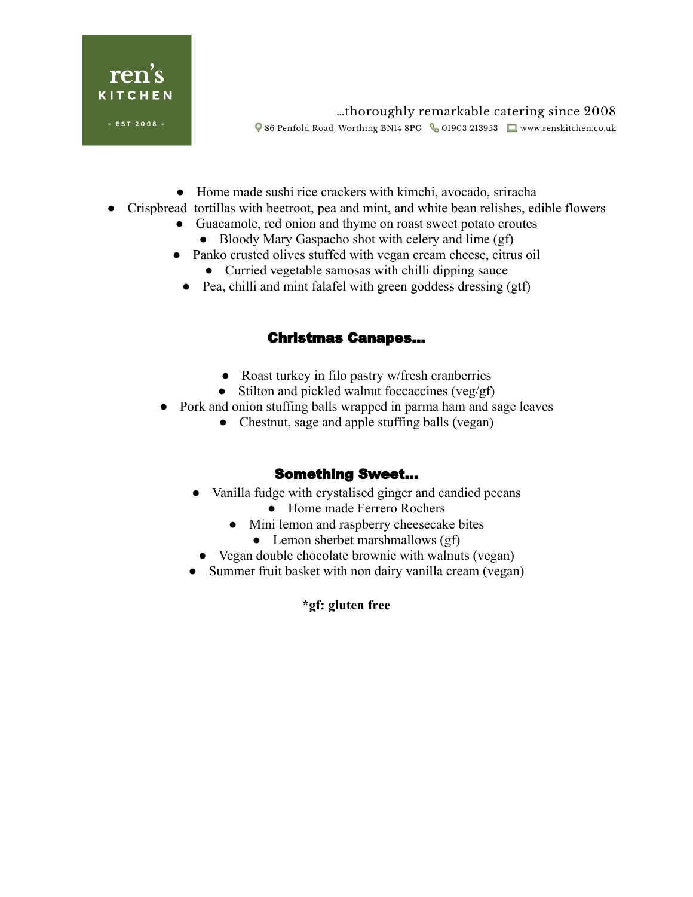- Home made sushi rice crackers with kimchi, avocado, sriracha
- Crispbread tortillas with beetroot, pea and mint, and white bean relishes, edible flowers
- Guacamole, red onion and thyme on roast sweet potato croutes
- Bloody Mary Gaspacho shot with celery and lime (gf)
- Panko crusted olives stuffed with vegan cream cheese, citrus oil
- Curried vegetable samosas with chilli dipping sauce
- Pea, chilli and mint falafel with green goddess dressing (gtf)

## Christmas Canapes...

- Roast turkey in filo pastry w/fresh cranberries
- Stilton and pickled walnut foccaccines (veg/gf)
- Pork and onion stuffing balls wrapped in parma ham and sage leaves
- Chestnut, sage and apple stuffing balls (vegan)

## Something Sweet...

- Vanilla fudge with crystalised ginger and candied pecans
- Home made Ferrero Rochers
- Mini lemon and raspberry cheesecake bites
- Lemon sherbet marshmallows (gf)
- Vegan double chocolate brownie with walnuts (vegan)
- Summer fruit basket with non dairy vanilla cream (vegan)

**\*gf: gluten free**